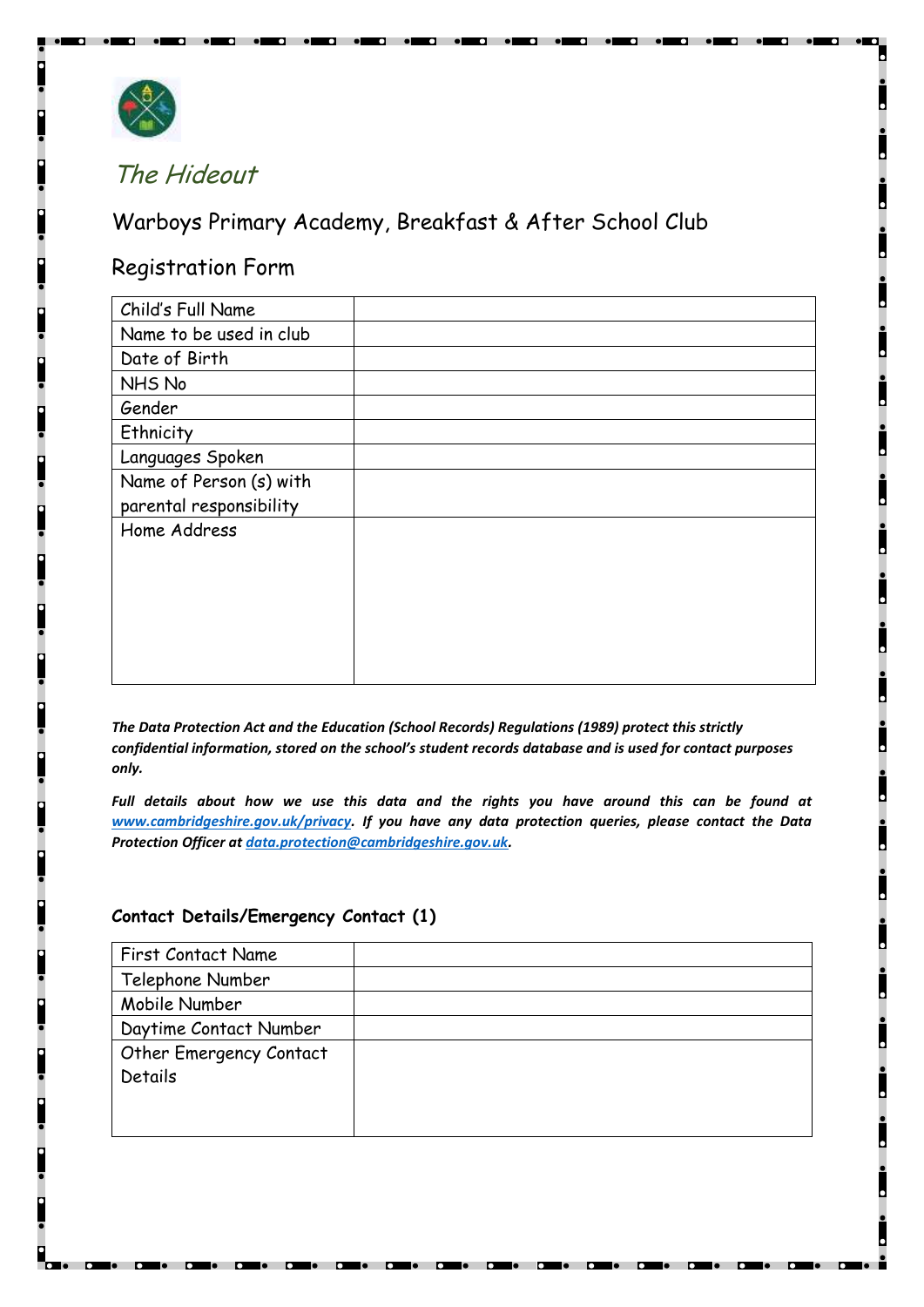# The Hideout

## Warboys Primary Academy, Breakfast & After School Club

## Registration Form

| | |
|---|---|
| Child's Full Name | |
| Name to be used in club | |
| Date of Birth | |
| NHS No | |
| Gender | |
| Ethnicity | |
| Languages Spoken | |
| Name of Person (s) with parental responsibility | |
| Home Address | |

***The Data Protection Act and the Education (School Records) Regulations (1989) protect this strictly confidential information, stored on the school's student records database and is used for contact purposes only.***

***Full details about how we use this data and the rights you have around this can be found at [www.cambridgeshire.gov.uk/privacy](http://www.cambridgeshire.gov.uk/privacy). If you have any data protection queries, please contact the Data Protection Officer at [data.protection@cambridgeshire.gov.uk](mailto:data.protection@cambridgeshire.gov.uk).***

**Contact Details/Emergency Contact (1)**

| | |
|---|---|
| First Contact Name | |
| Telephone Number | |
| Mobile Number | |
| Daytime Contact Number | |
| Other Emergency Contact Details | |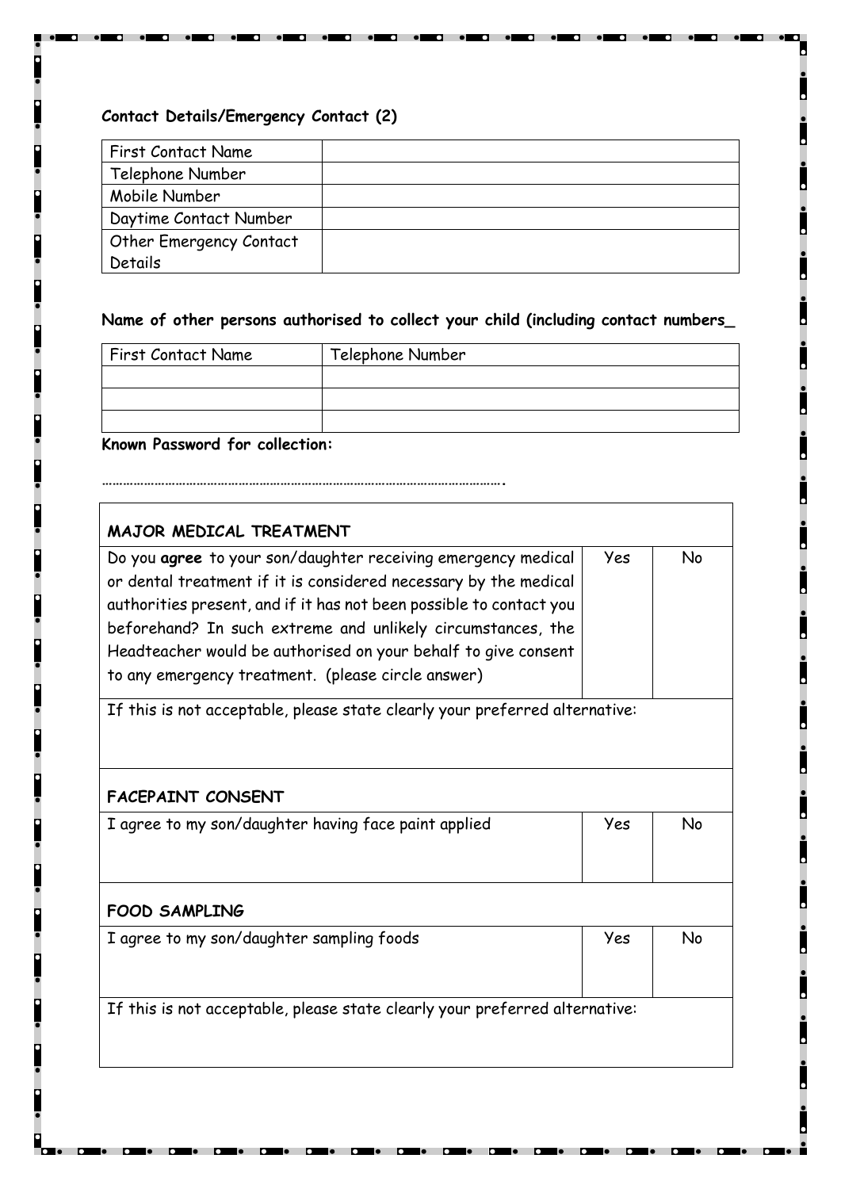**Contact Details/Emergency Contact (2)**

| | |
|---|---|
| First Contact Name | |
| Telephone Number | |
| Mobile Number | |
| Daytime Contact Number | |
| Other Emergency Contact Details | |

**Name of other persons authorised to collect your child (including contact numbers_**

| First Contact Name | Telephone Number |
|---|---|
| | |
| | |
| | |

**Known Password for collection:**

…………………………………………………………………………………………………….

| **MAJOR MEDICAL TREATMENT** | | |
|---|---|---|
| Do you **agree** to your son/daughter receiving emergency medical or dental treatment if it is considered necessary by the medical authorities present, and if it has not been possible to contact you beforehand? In such extreme and unlikely circumstances, the Headteacher would be authorised on your behalf to give consent to any emergency treatment. (please circle answer) | Yes | No |
| If this is not acceptable, please state clearly your preferred alternative: | | |
| **FACEPAINT CONSENT** | | |
| I agree to my son/daughter having face paint applied | Yes | No |
| **FOOD SAMPLING** | | |
| I agree to my son/daughter sampling foods | Yes | No |
| If this is not acceptable, please state clearly your preferred alternative: | | |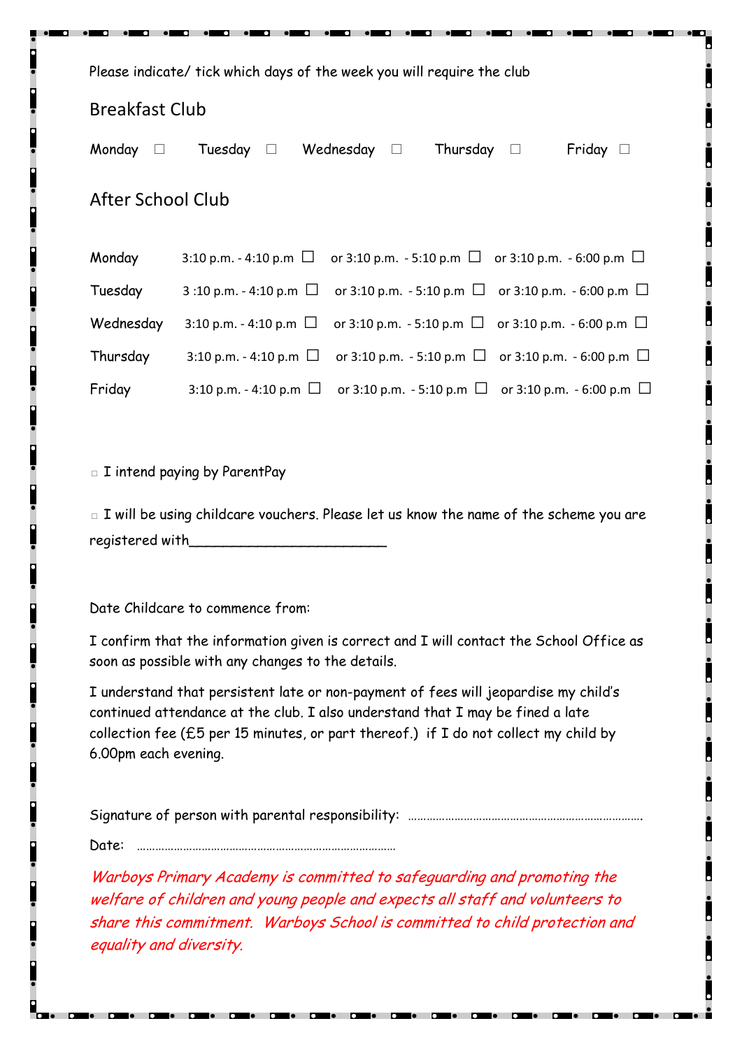Please indicate/ tick which days of the week you will require the club

## Breakfast Club

Monday ☐ Tuesday ☐ Wednesday ☐ Thursday ☐ Friday ☐

## After School Club

| | | | |
|---|---|---|---|
| Monday | 3:10 p.m. - 4:10 p.m ☐ | or 3:10 p.m. - 5:10 p.m ☐ | or 3:10 p.m. - 6:00 p.m ☐ |
| Tuesday | 3 :10 p.m. - 4:10 p.m ☐ | or 3:10 p.m. - 5:10 p.m ☐ | or 3:10 p.m. - 6:00 p.m ☐ |
| Wednesday | 3:10 p.m. - 4:10 p.m ☐ | or 3:10 p.m. - 5:10 p.m ☐ | or 3:10 p.m. - 6:00 p.m ☐ |
| Thursday | 3:10 p.m. - 4:10 p.m ☐ | or 3:10 p.m. - 5:10 p.m ☐ | or 3:10 p.m. - 6:00 p.m ☐ |
| Friday | 3:10 p.m. - 4:10 p.m ☐ | or 3:10 p.m. - 5:10 p.m ☐ | or 3:10 p.m. - 6:00 p.m ☐ |

☐ I intend paying by ParentPay

☐ I will be using childcare vouchers. Please let us know the name of the scheme you are registered with_______________________

Date Childcare to commence from:

I confirm that the information given is correct and I will contact the School Office as soon as possible with any changes to the details.

I understand that persistent late or non-payment of fees will jeopardise my child's continued attendance at the club. I also understand that I may be fined a late collection fee (£5 per 15 minutes, or part thereof.) if I do not collect my child by 6.00pm each evening.

Signature of person with parental responsibility: ………………………………………………………………

Date: ……………………………………………………………………

*Warboys Primary Academy is committed to safeguarding and promoting the welfare of children and young people and expects all staff and volunteers to share this commitment. Warboys School is committed to child protection and equality and diversity.*